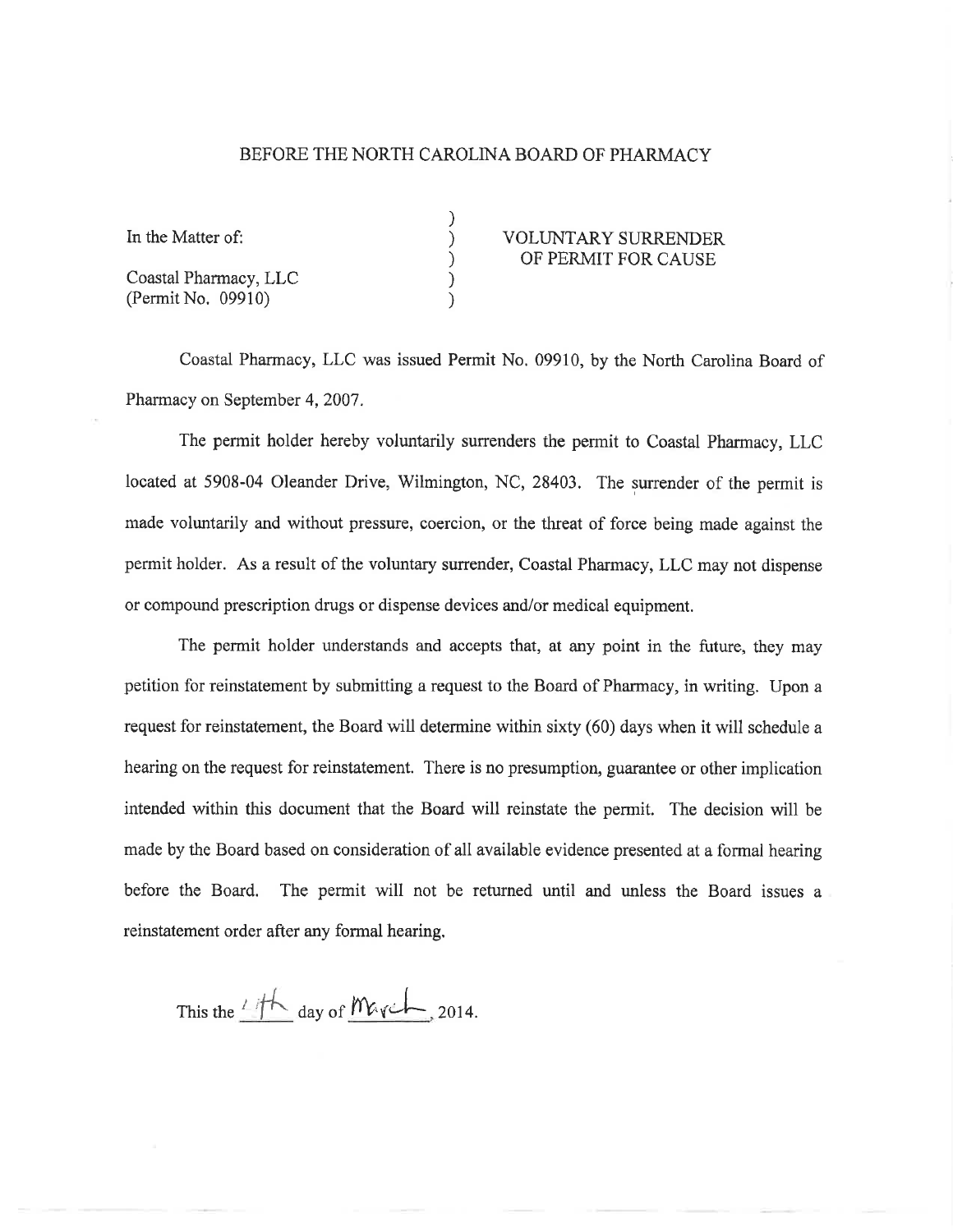BEFORE THE NORTH CAROLINA BOARD OF PHARMACY

| | | |
|---|---|---|
| In the Matter of: | ) | VOLUNTARY SURRENDER OF PERMIT FOR CAUSE |
| Coastal Pharmacy, LLC (Permit No. 09910) | ) | |

Coastal Pharmacy, LLC was issued Permit No. 09910, by the North Carolina Board of Pharmacy on September 4, 2007.

The permit holder hereby voluntarily surrenders the permit to Coastal Pharmacy, LLC located at 5908-04 Oleander Drive, Wilmington, NC, 28403. The surrender of the permit is made voluntarily and without pressure, coercion, or the threat of force being made against the permit holder. As a result of the voluntary surrender, Coastal Pharmacy, LLC may not dispense or compound prescription drugs or dispense devices and/or medical equipment.

The permit holder understands and accepts that, at any point in the future, they may petition for reinstatement by submitting a request to the Board of Pharmacy, in writing. Upon a request for reinstatement, the Board will determine within sixty (60) days when it will schedule a hearing on the request for reinstatement. There is no presumption, guarantee or other implication intended within this document that the Board will reinstate the permit. The decision will be made by the Board based on consideration of all available evidence presented at a formal hearing before the Board. The permit will not be returned until and unless the Board issues a reinstatement order after any formal hearing.

This the 11th day of March, 2014.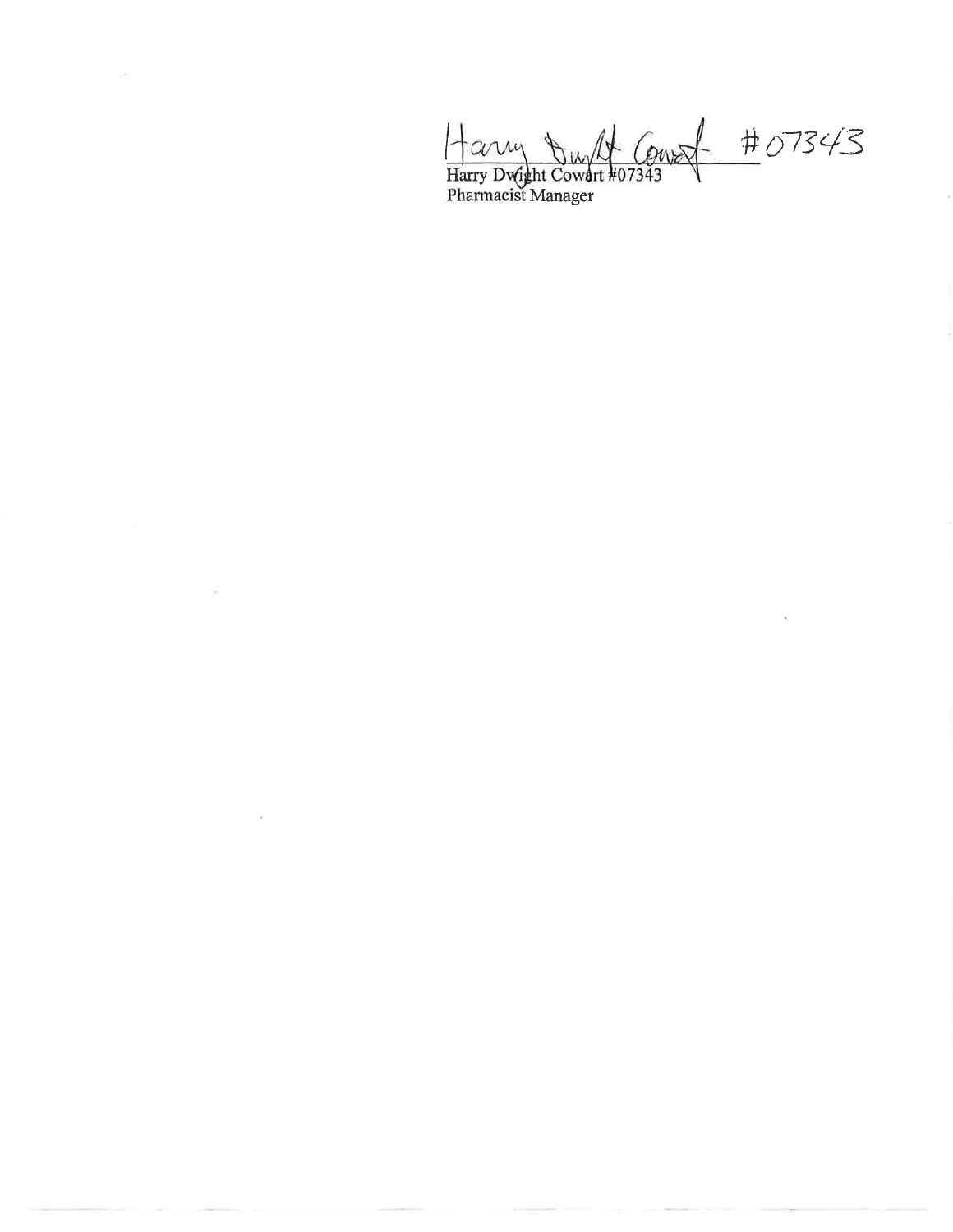Harry Dwight Cowart #07343

Harry Dwight Cowart #07343
Pharmacist Manager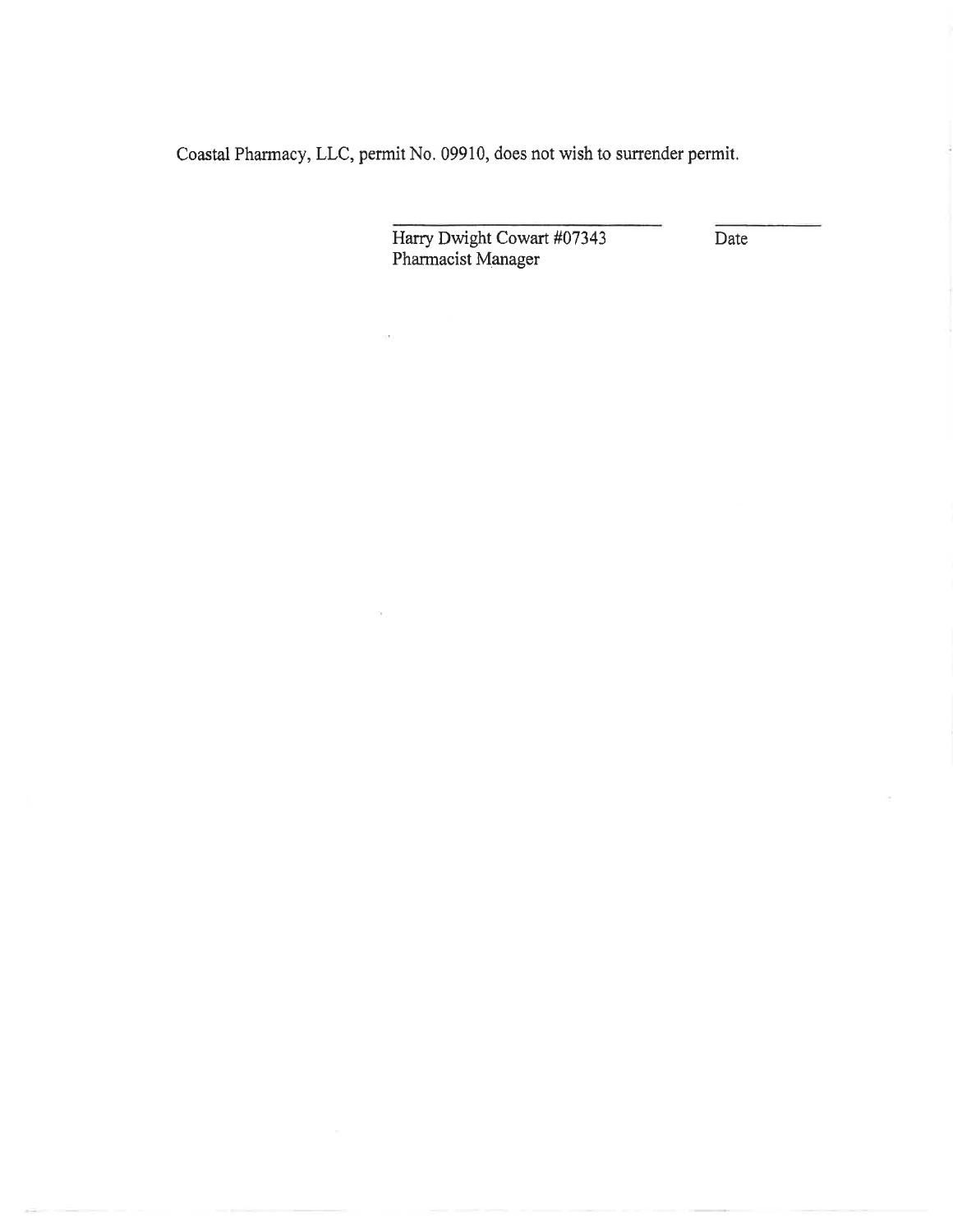Coastal Pharmacy, LLC, permit No. 09910, does not wish to surrender permit.

\_\_\_\_\_\_\_\_\_\_\_\_\_\_\_\_\_\_\_\_\_\_\_\_\_\_\_\_
Harry Dwight Cowart #07343
Pharmacist Manager

\_\_\_\_\_\_\_\_\_\_
Date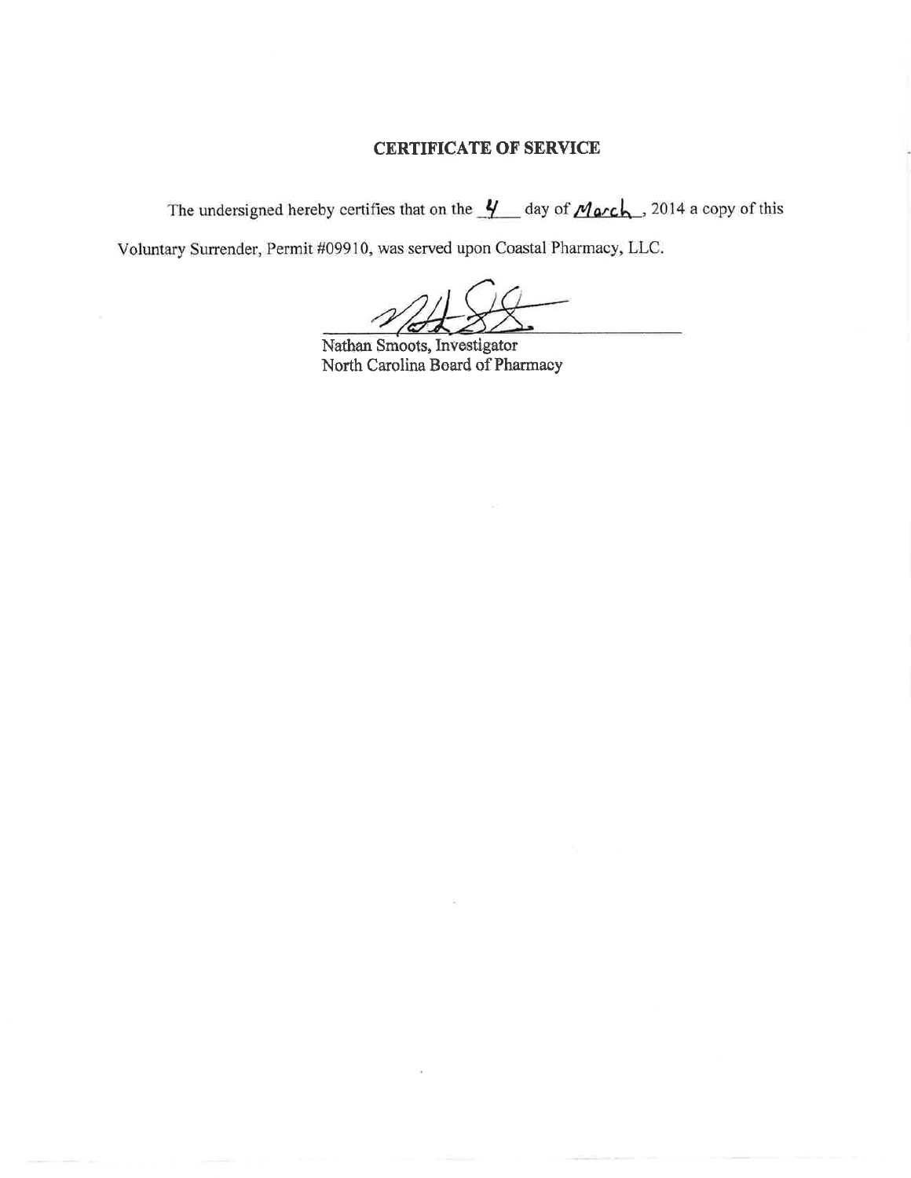## CERTIFICATE OF SERVICE

The undersigned hereby certifies that on the 4 day of March, 2014 a copy of this Voluntary Surrender, Permit #09910, was served upon Coastal Pharmacy, LLC.

Nathan Smoots, Investigator
North Carolina Board of Pharmacy